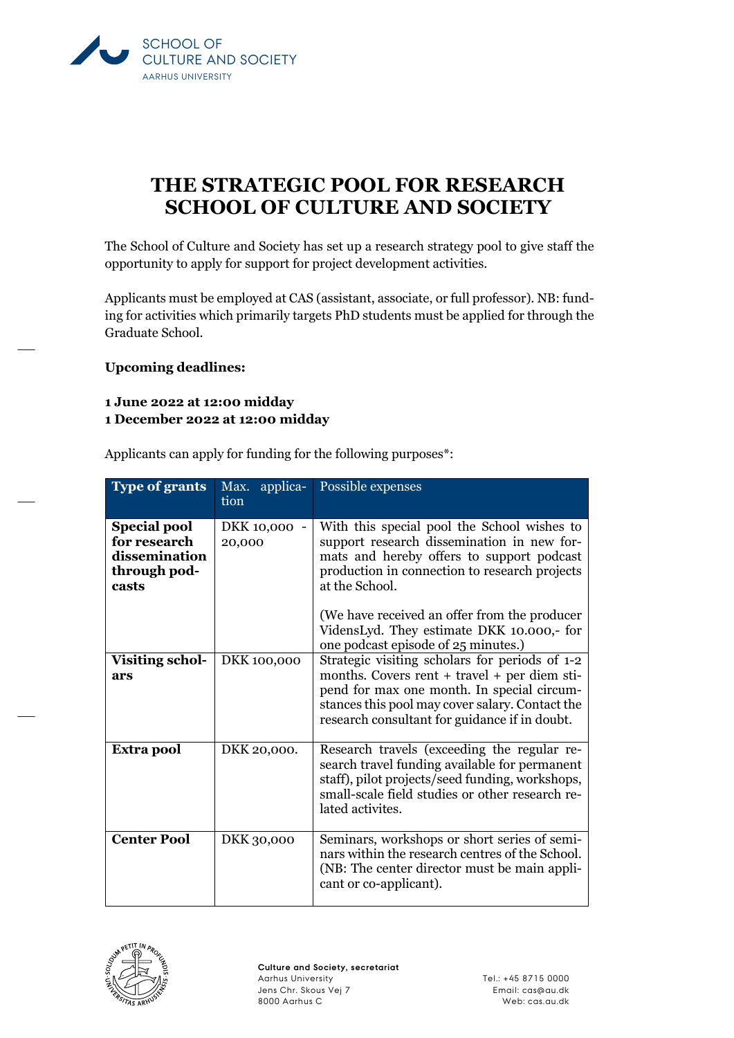SCHOOL OF CULTURE AND SOCIETY
AARHUS UNIVERSITY

# THE STRATEGIC POOL FOR RESEARCH SCHOOL OF CULTURE AND SOCIETY

The School of Culture and Society has set up a research strategy pool to give staff the opportunity to apply for support for project development activities.

Applicants must be employed at CAS (assistant, associate, or full professor). NB: funding for activities which primarily targets PhD students must be applied for through the Graduate School.

**Upcoming deadlines:**

**1 June 2022 at 12:00 midday**
**1 December 2022 at 12:00 midday**

Applicants can apply for funding for the following purposes*:

| Type of grants | Max. application | Possible expenses |
|---|---|---|
| **Special pool for research dissemination through podcasts** | DKK 10,000 - 20,000 | With this special pool the School wishes to support research dissemination in new formats and hereby offers to support podcast production in connection to research projects at the School. (We have received an offer from the producer VidensLyd. They estimate DKK 10.000,- for one podcast episode of 25 minutes.) |
| **Visiting scholars** | DKK 100,000 | Strategic visiting scholars for periods of 1-2 months. Covers rent + travel + per diem stipend for max one month. In special circumstances this pool may cover salary. Contact the research consultant for guidance if in doubt. |
| **Extra pool** | DKK 20,000. | Research travels (exceeding the regular research travel funding available for permanent staff), pilot projects/seed funding, workshops, small-scale field studies or other research related activites. |
| **Center Pool** | DKK 30,000 | Seminars, workshops or short series of seminars within the research centres of the School. (NB: The center director must be main applicant or co-applicant). |

**Culture and Society, secretariat**
Aarhus University
Jens Chr. Skous Vej 7
8000 Aarhus C

Tel.: +45 8715 0000
Email: cas@au.dk
Web: cas.au.dk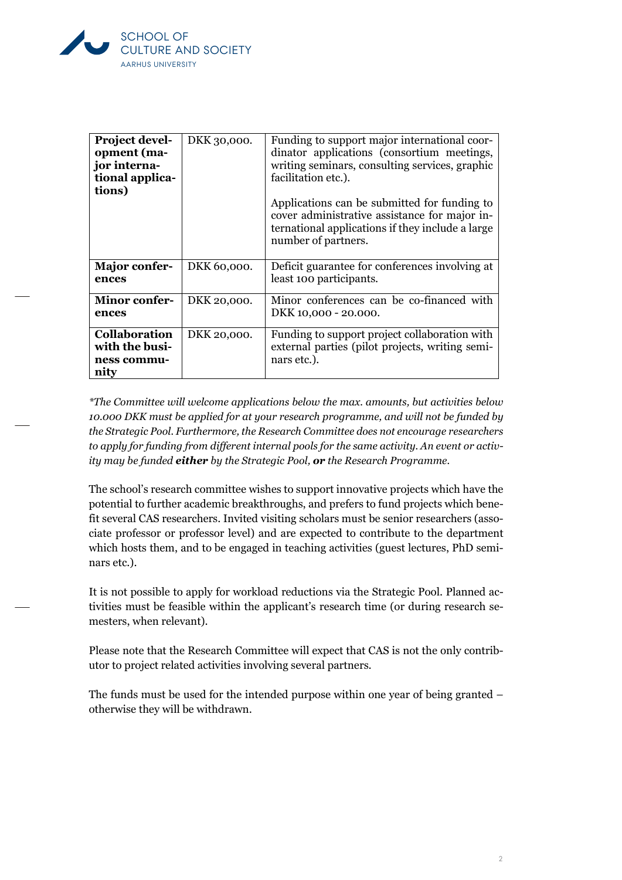| **Project development (major international applications)** | DKK 30,000. | Funding to support major international coordinator applications (consortium meetings, writing seminars, consulting services, graphic facilitation etc.).<br><br>Applications can be submitted for funding to cover administrative assistance for major international applications if they include a large number of partners. |
|---|---|---|
| **Major conferences** | DKK 60,000. | Deficit guarantee for conferences involving at least 100 participants. |
| **Minor conferences** | DKK 20,000. | Minor conferences can be co-financed with DKK 10,000 - 20.000. |
| **Collaboration with the business community** | DKK 20,000. | Funding to support project collaboration with external parties (pilot projects, writing seminars etc.). |

*\*The Committee will welcome applications below the max. amounts, but activities below 10.000 DKK must be applied for at your research programme, and will not be funded by the Strategic Pool. Furthermore, the Research Committee does not encourage researchers to apply for funding from different internal pools for the same activity. An event or activity may be funded* ***either*** *by the Strategic Pool,* ***or*** *the Research Programme.*

The school's research committee wishes to support innovative projects which have the potential to further academic breakthroughs, and prefers to fund projects which benefit several CAS researchers. Invited visiting scholars must be senior researchers (associate professor or professor level) and are expected to contribute to the department which hosts them, and to be engaged in teaching activities (guest lectures, PhD seminars etc.).

It is not possible to apply for workload reductions via the Strategic Pool. Planned activities must be feasible within the applicant's research time (or during research semesters, when relevant).

Please note that the Research Committee will expect that CAS is not the only contributor to project related activities involving several partners.

The funds must be used for the intended purpose within one year of being granted – otherwise they will be withdrawn.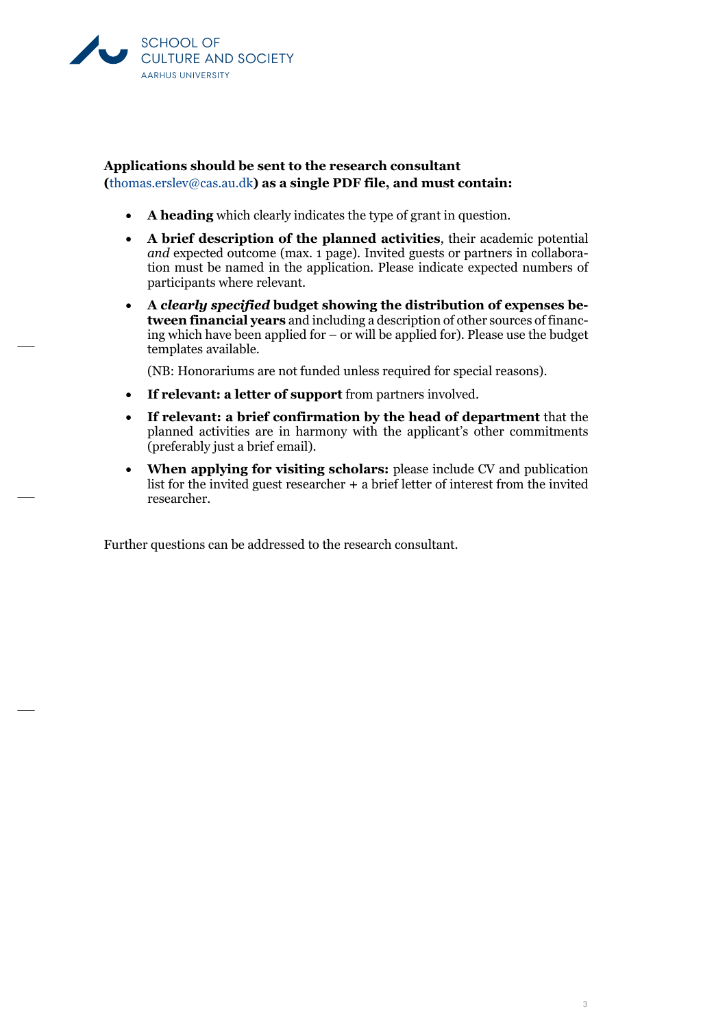**Applications should be sent to the research consultant (**thomas.erslev@cas.au.dk**) as a single PDF file, and must contain:**

- **A heading** which clearly indicates the type of grant in question.
- **A brief description of the planned activities**, their academic potential *and* expected outcome (max. 1 page). Invited guests or partners in collaboration must be named in the application. Please indicate expected numbers of participants where relevant.
- **A *clearly specified* budget showing the distribution of expenses between financial years** and including a description of other sources of financing which have been applied for – or will be applied for). Please use the budget templates available.

  (NB: Honorariums are not funded unless required for special reasons).
- **If relevant: a letter of support** from partners involved.
- **If relevant: a brief confirmation by the head of department** that the planned activities are in harmony with the applicant's other commitments (preferably just a brief email).
- **When applying for visiting scholars:** please include CV and publication list for the invited guest researcher + a brief letter of interest from the invited researcher.

Further questions can be addressed to the research consultant.